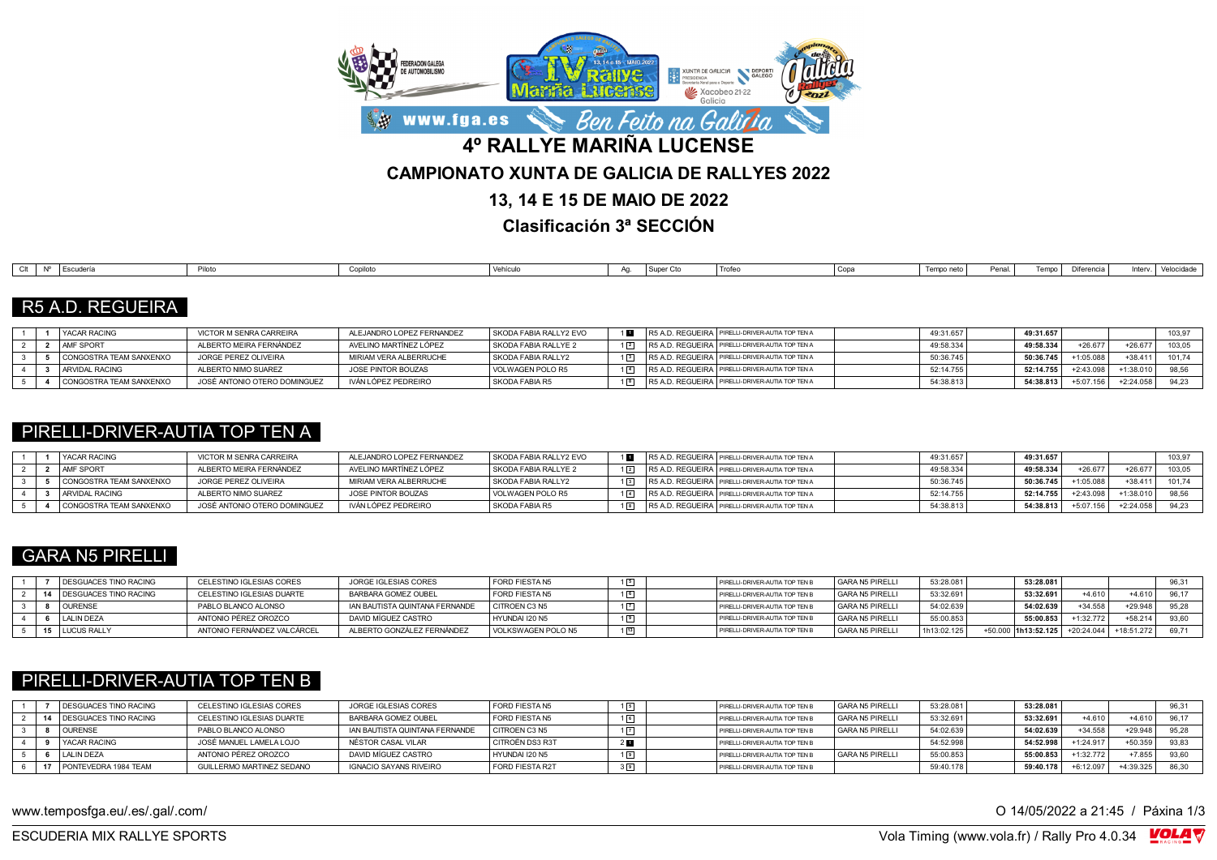# 4º RALLYE MARIÑA LUCENSE

## CAMPIONATO XUNTA DE GALICIA DE RALLYES 2022

## 13, 14 E 15 DE MAIO DE 2022

## Clasificación 3ª SECCIÓN

### R5 A.D. REGUEIRA

| Clt | Nº | Escudería | Piloto | Copiloto | Vehículo | Ag. | Super Cto | Trofeo | Copa | Tempo neto | Penal. | Tempo | Diferencia | Interv. | Velocidade |
|---|---|---|---|---|---|---|---|---|---|---|---|---|---|---|---|
| 1 | 1 | YACAR RACING | VICTOR M SENRA CARREIRA | ALEJANDRO LOPEZ FERNANDEZ | SKODA FABIA RALLY2 EVO | 1 1 | R5 A.D. REGUEIRA | PIRELLI-DRIVER-AUTIA TOP TEN A | | 49:31.657 | | 49:31.657 | | | 103,97 |
| 2 | 2 | AMF SPORT | ALBERTO MEIRA FERNÁNDEZ | AVELINO MARTÍNEZ LÓPEZ | SKODA FABIA RALLYE 2 | 1 2 | R5 A.D. REGUEIRA | PIRELLI-DRIVER-AUTIA TOP TEN A | | 49:58.334 | | 49:58.334 | +26.677 | +26.677 | 103,05 |
| 3 | 5 | CONGOSTRA TEAM SANXENXO | JORGE PEREZ OLIVEIRA | MIRIAM VERA ALBERRUCHE | SKODA FABIA RALLY2 | 1 3 | R5 A.D. REGUEIRA | PIRELLI-DRIVER-AUTIA TOP TEN A | | 50:36.745 | | 50:36.745 | +1:05.088 | +38.411 | 101,74 |
| 4 | 3 | ARVIDAL RACING | ALBERTO NIMO SUAREZ | JOSE PINTOR BOUZAS | VOLWAGEN POLO R5 | 1 4 | R5 A.D. REGUEIRA | PIRELLI-DRIVER-AUTIA TOP TEN A | | 52:14.755 | | 52:14.755 | +2:43.098 | +1:38.010 | 98,56 |
| 5 | 4 | CONGOSTRA TEAM SANXENXO | JOSÉ ANTONIO OTERO DOMINGUEZ | IVÁN LÓPEZ PEDREIRO | SKODA FABIA R5 | 1 5 | R5 A.D. REGUEIRA | PIRELLI-DRIVER-AUTIA TOP TEN A | | 54:38.813 | | 54:38.813 | +5:07.156 | +2:24.058 | 94,23 |

### PIRELLI-DRIVER-AUTIA TOP TEN A

| Clt | Nº | Escudería | Piloto | Copiloto | Vehículo | Ag. | Super Cto | Trofeo | Copa | Tempo neto | Penal. | Tempo | Diferencia | Interv. | Velocidade |
|---|---|---|---|---|---|---|---|---|---|---|---|---|---|---|---|
| 1 | 1 | YACAR RACING | VICTOR M SENRA CARREIRA | ALEJANDRO LOPEZ FERNANDEZ | SKODA FABIA RALLY2 EVO | 1 1 | R5 A.D. REGUEIRA | PIRELLI-DRIVER-AUTIA TOP TEN A | | 49:31.657 | | 49:31.657 | | | 103,97 |
| 2 | 2 | AMF SPORT | ALBERTO MEIRA FERNÁNDEZ | AVELINO MARTÍNEZ LÓPEZ | SKODA FABIA RALLYE 2 | 1 2 | R5 A.D. REGUEIRA | PIRELLI-DRIVER-AUTIA TOP TEN A | | 49:58.334 | | 49:58.334 | +26.677 | +26.677 | 103,05 |
| 3 | 5 | CONGOSTRA TEAM SANXENXO | JORGE PEREZ OLIVEIRA | MIRIAM VERA ALBERRUCHE | SKODA FABIA RALLY2 | 1 3 | R5 A.D. REGUEIRA | PIRELLI-DRIVER-AUTIA TOP TEN A | | 50:36.745 | | 50:36.745 | +1:05.088 | +38.411 | 101,74 |
| 4 | 3 | ARVIDAL RACING | ALBERTO NIMO SUAREZ | JOSE PINTOR BOUZAS | VOLWAGEN POLO R5 | 1 4 | R5 A.D. REGUEIRA | PIRELLI-DRIVER-AUTIA TOP TEN A | | 52:14.755 | | 52:14.755 | +2:43.098 | +1:38.010 | 98,56 |
| 5 | 4 | CONGOSTRA TEAM SANXENXO | JOSÉ ANTONIO OTERO DOMINGUEZ | IVÁN LÓPEZ PEDREIRO | SKODA FABIA R5 | 1 5 | R5 A.D. REGUEIRA | PIRELLI-DRIVER-AUTIA TOP TEN A | | 54:38.813 | | 54:38.813 | +5:07.156 | +2:24.058 | 94,23 |

### GARA N5 PIRELLI

| Clt | Nº | Escudería | Piloto | Copiloto | Vehículo | Ag. | Super Cto | Trofeo | Copa | Tempo neto | Penal. | Tempo | Diferencia | Interv. | Velocidade |
|---|---|---|---|---|---|---|---|---|---|---|---|---|---|---|---|
| 1 | 7 | DESGUACES TINO RACING | CELESTINO IGLESIAS CORES | JORGE IGLESIAS CORES | FORD FIESTA N5 | 1 5 | | PIRELLI-DRIVER-AUTIA TOP TEN B | GARA N5 PIRELLI | 53:28.081 | | 53:28.081 | | | 96,31 |
| 2 | 14 | DESGUACES TINO RACING | CELESTINO IGLESIAS DUARTE | BARBARA GOMEZ OUBEL | FORD FIESTA N5 | 1 6 | | PIRELLI-DRIVER-AUTIA TOP TEN B | GARA N5 PIRELLI | 53:32.691 | | 53:32.691 | +4.610 | +4.610 | 96,17 |
| 3 | 8 | OURENSE | PABLO BLANCO ALONSO | IAN BAUTISTA QUINTANA FERNANDE | CITROEN C3 N5 | 1 7 | | PIRELLI-DRIVER-AUTIA TOP TEN B | GARA N5 PIRELLI | 54:02.639 | | 54:02.639 | +34.558 | +29.948 | 95,28 |
| 4 | 6 | LALIN DEZA | ANTONIO PÉREZ OROZCO | DAVID MÍGUEZ CASTRO | HYUNDAI I20 N5 | 1 9 | | PIRELLI-DRIVER-AUTIA TOP TEN B | GARA N5 PIRELLI | 55:00.853 | | 55:00.853 | +1:32.772 | +58.214 | 93,60 |
| 5 | 15 | LUCUS RALLY | ANTONIO FERNÁNDEZ VALCÁRCEL | ALBERTO GONZÁLEZ FERNÁNDEZ | VOLKSWAGEN POLO N5 | 1 13 | | PIRELLI-DRIVER-AUTIA TOP TEN B | GARA N5 PIRELLI | 1h13:02.125 | +50.000 | 1h13:52.125 | +20:24.044 | +18:51.272 | 69,71 |

### PIRELLI-DRIVER-AUTIA TOP TEN B

| Clt | Nº | Escudería | Piloto | Copiloto | Vehículo | Ag. | Super Cto | Trofeo | Copa | Tempo neto | Penal. | Tempo | Diferencia | Interv. | Velocidade |
|---|---|---|---|---|---|---|---|---|---|---|---|---|---|---|---|
| 1 | 7 | DESGUACES TINO RACING | CELESTINO IGLESIAS CORES | JORGE IGLESIAS CORES | FORD FIESTA N5 | 1 5 | | PIRELLI-DRIVER-AUTIA TOP TEN B | GARA N5 PIRELLI | 53:28.081 | | 53:28.081 | | | 96,31 |
| 2 | 14 | DESGUACES TINO RACING | CELESTINO IGLESIAS DUARTE | BARBARA GOMEZ OUBEL | FORD FIESTA N5 | 1 6 | | PIRELLI-DRIVER-AUTIA TOP TEN B | GARA N5 PIRELLI | 53:32.691 | | 53:32.691 | +4.610 | +4.610 | 96,17 |
| 3 | 8 | OURENSE | PABLO BLANCO ALONSO | IAN BAUTISTA QUINTANA FERNANDE | CITROEN C3 N5 | 1 7 | | PIRELLI-DRIVER-AUTIA TOP TEN B | GARA N5 PIRELLI | 54:02.639 | | 54:02.639 | +34.558 | +29.948 | 95,28 |
| 4 | 9 | YACAR RACING | JOSÉ MANUEL LAMELA LOJO | NÉSTOR CASAL VILAR | CITROËN DS3 R3T | 2 1 | | PIRELLI-DRIVER-AUTIA TOP TEN B | | 54:52.998 | | 54:52.998 | +1:24.917 | +50.359 | 93,83 |
| 5 | 6 | LALIN DEZA | ANTONIO PÉREZ OROZCO | DAVID MÍGUEZ CASTRO | HYUNDAI I20 N5 | 1 9 | | PIRELLI-DRIVER-AUTIA TOP TEN B | GARA N5 PIRELLI | 55:00.853 | | 55:00.853 | +1:32.772 | +7.855 | 93,60 |
| 6 | 17 | PONTEVEDRA 1984 TEAM | GUILLERMO MARTINEZ SEDANO | IGNACIO SAYANS RIVEIRO | FORD FIESTA R2T | 3 9 | | PIRELLI-DRIVER-AUTIA TOP TEN B | | 59:40.178 | | 59:40.178 | +6:12.097 | +4:39.325 | 86,30 |

www.temposfga.eu/.es/.gal/.com/ O 14/05/2022 a 21:45

ESCUDERIA MIX RALLYE SPORTS Vola Timing (www.vola.fr) / Rally Pro 4.0.34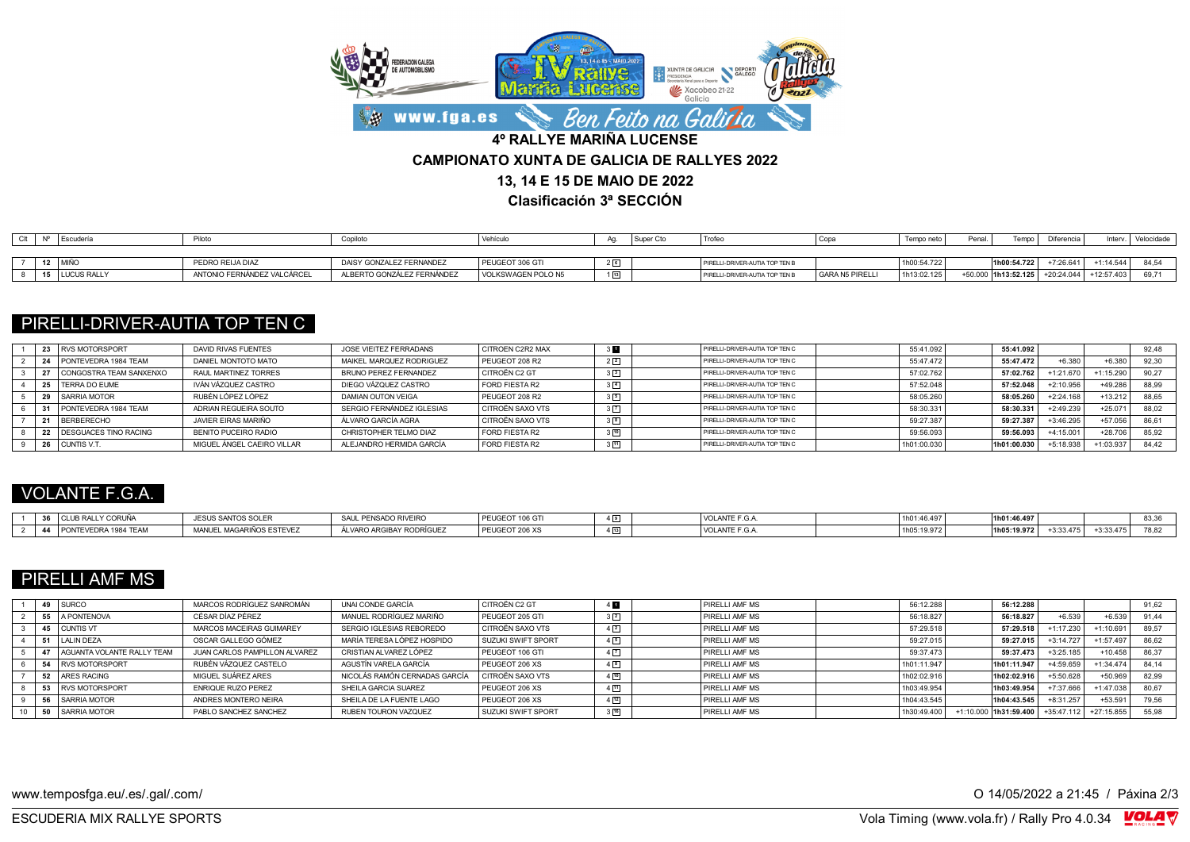# 4º RALLYE MARIÑA LUCENSE

## CAMPIONATO XUNTA DE GALICIA DE RALLYES 2022

## 13, 14 E 15 DE MAIO DE 2022

## Clasificación 3ª SECCIÓN

| Clt | Nº | Escudería | Piloto | Copiloto | Vehículo | Ag. | Super Cto | Trofeo | Copa | Tempo neto | Penal. | Tempo | Diferencia | Interv. | Velocidade |
|---|---|---|---|---|---|---|---|---|---|---|---|---|---|---|---|
| 7 | 12 | MIÑO | PEDRO REIJA DIAZ | DAISY GONZALEZ FERNANDEZ | PEUGEOT 306 GTI | 2 6 | | PIRELLI-DRIVER-AUTIA TOP TEN B | | 1h00:54.722 | | 1h00:54.722 | +7:26.641 | +1:14.544 | 84,54 |
| 8 | 15 | LUCUS RALLY | ANTONIO FERNÁNDEZ VALCÁRCEL | ALBERTO GONZÁLEZ FERNÁNDEZ | VOLKSWAGEN POLO N5 | 1 13 | | PIRELLI-DRIVER-AUTIA TOP TEN B | GARA N5 PIRELLI | 1h13:02.125 | +50.000 | 1h13:52.125 | +20:24.044 | +12:57.403 | 69,71 |

## PIRELLI-DRIVER-AUTIA TOP TEN C

| Clt | Nº | Escudería | Piloto | Copiloto | Vehículo | Ag. | Super Cto | Trofeo | Copa | Tempo neto | Penal. | Tempo | Diferencia | Interv. | Velocidade |
|---|---|---|---|---|---|---|---|---|---|---|---|---|---|---|---|
| 1 | 23 | RVS MOTORSPORT | DAVID RIVAS FUENTES | JOSE VIEITEZ FERRADANS | CITROEN C2R2 MAX | 3 1 | | PIRELLI-DRIVER-AUTIA TOP TEN C | | 55:41.092 | | 55:41.092 | | | 92,48 |
| 2 | 24 | PONTEVEDRA 1984 TEAM | DANIEL MONTOTO MATO | MAIKEL MARQUEZ RODRIGUEZ | PEUGEOT 208 R2 | 2 2 | | PIRELLI-DRIVER-AUTIA TOP TEN C | | 55:47.472 | | 55:47.472 | +6.380 | +6.380 | 92,30 |
| 3 | 27 | CONGOSTRA TEAM SANXENXO | RAUL MARTINEZ TORRES | BRUNO PEREZ FERNANDEZ | CITROËN C2 GT | 3 3 | | PIRELLI-DRIVER-AUTIA TOP TEN C | | 57:02.762 | | 57:02.762 | +1:21.670 | +1:15.290 | 90,27 |
| 4 | 25 | TERRA DO EUME | IVÁN VÁZQUEZ CASTRO | DIEGO VÁZQUEZ CASTRO | FORD FIESTA R2 | 3 4 | | PIRELLI-DRIVER-AUTIA TOP TEN C | | 57:52.048 | | 57:52.048 | +2:10.956 | +49.286 | 88,99 |
| 5 | 29 | SARRIA MOTOR | RUBÉN LÓPEZ LÓPEZ | DAMIAN OUTON VEIGA | PEUGEOT 208 R2 | 3 5 | | PIRELLI-DRIVER-AUTIA TOP TEN C | | 58:05.260 | | 58:05.260 | +2:24.168 | +13.212 | 88,65 |
| 6 | 31 | PONTEVEDRA 1984 TEAM | ADRIAN REGUEIRA SOUTO | SERGIO FERNÁNDEZ IGLESIAS | CITROËN SAXO VTS | 3 7 | | PIRELLI-DRIVER-AUTIA TOP TEN C | | 58:30.331 | | 58:30.331 | +2:49.239 | +25.071 | 88,02 |
| 7 | 21 | BERBERECHO | JAVIER EIRAS MARIÑO | ÁLVARO GARCÍA AGRA | CITROËN SAXO VTS | 3 8 | | PIRELLI-DRIVER-AUTIA TOP TEN C | | 59:27.387 | | 59:27.387 | +3:46.295 | +57.056 | 86,61 |
| 8 | 22 | DESGUACES TINO RACING | BENITO PUCEIRO RADIO | CHRISTOPHER TELMO DIAZ | FORD FIESTA R2 | 3 10 | | PIRELLI-DRIVER-AUTIA TOP TEN C | | 59:56.093 | | 59:56.093 | +4:15.001 | +28.706 | 85,92 |
| 9 | 26 | CUNTIS V.T. | MIGUEL ÁNGEL CAEIRO VILLAR | ALEJANDRO HERMIDA GARCÍA | FORD FIESTA R2 | 3 11 | | PIRELLI-DRIVER-AUTIA TOP TEN C | | 1h01:00.030 | | 1h01:00.030 | +5:18.938 | +1:03.937 | 84,42 |

## VOLANTE F.G.A.

| Clt | Nº | Escudería | Piloto | Copiloto | Vehículo | Ag. | Super Cto | Trofeo | Copa | Tempo neto | Penal. | Tempo | Diferencia | Interv. | Velocidade |
|---|---|---|---|---|---|---|---|---|---|---|---|---|---|---|---|
| 1 | 36 | CLUB RALLY CORUÑA | JESUS SANTOS SOLER | SAUL PENSADO RIVEIRO | PEUGEOT 106 GTI | 4 9 | | VOLANTE F.G.A. | | 1h01:46.497 | | 1h01:46.497 | | | 83,36 |
| 2 | 44 | PONTEVEDRA 1984 TEAM | MANUEL MAGARIÑOS ESTEVEZ | ÁLVARO ARGIBAY RODRÍGUEZ | PEUGEOT 206 XS | 4 13 | | VOLANTE F.G.A. | | 1h05:19.972 | | 1h05:19.972 | +3:33.475 | +3:33.475 | 78,82 |

## PIRELLI AMF MS

| Clt | Nº | Escudería | Piloto | Copiloto | Vehículo | Ag. | Super Cto | Trofeo | Copa | Tempo neto | Penal. | Tempo | Diferencia | Interv. | Velocidade |
|---|---|---|---|---|---|---|---|---|---|---|---|---|---|---|---|
| 1 | 49 | SURCO | MARCOS RODRÍGUEZ SANROMÁN | UNAI CONDE GARCÍA | CITROËN C2 GT | 4 1 | | PIRELLI AMF MS | | 56:12.288 | | 56:12.288 | | | 91,62 |
| 2 | 55 | A PONTENOVA | CÉSAR DÍAZ PÉREZ | MANUEL RODRÍGUEZ MARIÑO | PEUGEOT 205 GTI | 3 2 | | PIRELLI AMF MS | | 56:18.827 | | 56:18.827 | +6.539 | +6.539 | 91,44 |
| 3 | 45 | CUNTIS VT | MARCOS MACEIRAS GUIMAREY | SERGIO IGLESIAS REBOREDO | CITROËN SAXO VTS | 4 2 | | PIRELLI AMF MS | | 57:29.518 | | 57:29.518 | +1:17.230 | +1:10.691 | 89,57 |
| 4 | 51 | LALIN DEZA | OSCAR GALLEGO GÓMEZ | MARÍA TERESA LÓPEZ HOSPIDO | SUZUKI SWIFT SPORT | 4 5 | | PIRELLI AMF MS | | 59:27.015 | | 59:27.015 | +3:14.727 | +1:57.497 | 86,62 |
| 5 | 47 | AGUANTA VOLANTE RALLY TEAM | JUAN CARLOS PAMPILLON ALVAREZ | CRISTIAN ALVAREZ LÓPEZ | PEUGEOT 106 GTI | 4 7 | | PIRELLI AMF MS | | 59:37.473 | | 59:37.473 | +3:25.185 | +10.458 | 86,37 |
| 6 | 54 | RVS MOTORSPORT | RUBÉN VÁZQUEZ CASTELO | AGUSTÍN VARELA GARCÍA | PEUGEOT 206 XS | 4 8 | | PIRELLI AMF MS | | 1h01:11.947 | | 1h01:11.947 | +4:59.659 | +1:34.474 | 84,14 |
| 7 | 52 | ARES RACING | MIGUEL SUÁREZ ARES | NICOLÁS RAMÓN CERNADAS GARCÍA | CITROËN SAXO VTS | 4 10 | | PIRELLI AMF MS | | 1h02:02.916 | | 1h02:02.916 | +5:50.628 | +50.969 | 82,99 |
| 8 | 53 | RVS MOTORSPORT | ENRIQUE RUZO PEREZ | SHEILA GARCIA SUAREZ | PEUGEOT 206 XS | 4 11 | | PIRELLI AMF MS | | 1h03:49.954 | | 1h03:49.954 | +7:37.666 | +1:47.038 | 80,67 |
| 9 | 56 | SARRIA MOTOR | ANDRES MONTERO NEIRA | SHEILA DE LA FUENTE LAGO | PEUGEOT 206 XS | 4 12 | | PIRELLI AMF MS | | 1h04:43.545 | | 1h04:43.545 | +8:31.257 | +53.591 | 79,56 |
| 10 | 50 | SARRIA MOTOR | PABLO SANCHEZ SANCHEZ | RUBEN TOURON VAZQUEZ | SUZUKI SWIFT SPORT | 3 16 | | PIRELLI AMF MS | | 1h30:49.400 | +1:10.000 | 1h31:59.400 | +35:47.112 | +27:15.855 | 55,98 |

www.temposfga.eu/.es/.gal/.com/ O 14/05/2022 a 21:45

ESCUDERIA MIX RALLYE SPORTS Vola Timing (www.vola.fr) / Rally Pro 4.0.34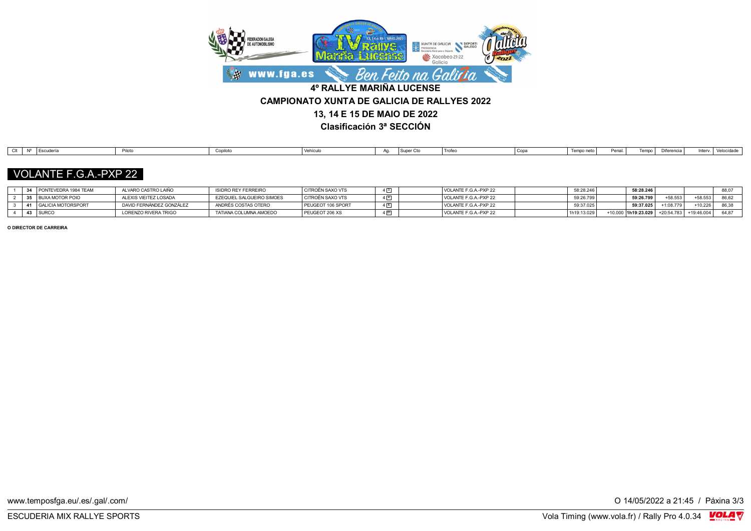# 4º RALLYE MARIÑA LUCENSE

## CAMPIONATO XUNTA DE GALICIA DE RALLYES 2022

## 13, 14 E 15 DE MAIO DE 2022

## Clasificación 3ª SECCIÓN

### VOLANTE F.G.A.-PXP 22

| Clt | Nº | Escudería | Piloto | Copiloto | Vehículo | Ag. | Super Cto | Trofeo | Copa | Tempo neto | Penal. | Tempo | Diferencia | Interv. | Velocidade |
|---|---|---|---|---|---|---|---|---|---|---|---|---|---|---|---|
| 1 | **34** | PONTEVEDRA 1984 TEAM | ALVARO CASTRO LAIÑO | ISIDRO REY FERREIRO | CITROËN SAXO VTS | 4 1 | | VOLANTE F.G.A.-PXP 22 | | 58:28.246 | | **58:28.246** | | | 88,07 |
| 2 | **35** | BUXA MOTOR POIO | ALEXIS VIEITEZ LOSADA | EZEQUIEL SALGUEIRO SIMOES | CITROËN SAXO VTS | 4 4 | | VOLANTE F.G.A.-PXP 22 | | 59:26.799 | | **59:26.799** | +58.553 | +58.553 | 86,62 |
| 3 | **41** | GALICIA MOTORSPORT | DAVID FERNÁNDEZ GONZÁLEZ | ANDRÉS COSTAS OTERO | PEUGEOT 106 SPORT | 4 6 | | VOLANTE F.G.A.-PXP 22 | | 59:37.025 | | **59:37.025** | +1:08.779 | +10.226 | 86,38 |
| 4 | **43** | SURCO | LORENZO RIVERA TRIGO | TATIANA COLUMNA AMOEDO | PEUGEOT 206 XS | 4 21 | | VOLANTE F.G.A.-PXP 22 | | 1h19:13.029 | +10.000 | **1h19:23.029** | +20:54.783 | +19:46.004 | 64,87 |

**O DIRECTOR DE CARREIRA**

www.temposfga.eu/.es/.gal/.com/ O 14/05/2022 a 21:45

ESCUDERIA MIX RALLYE SPORTS Vola Timing (www.vola.fr) / Rally Pro 4.0.34